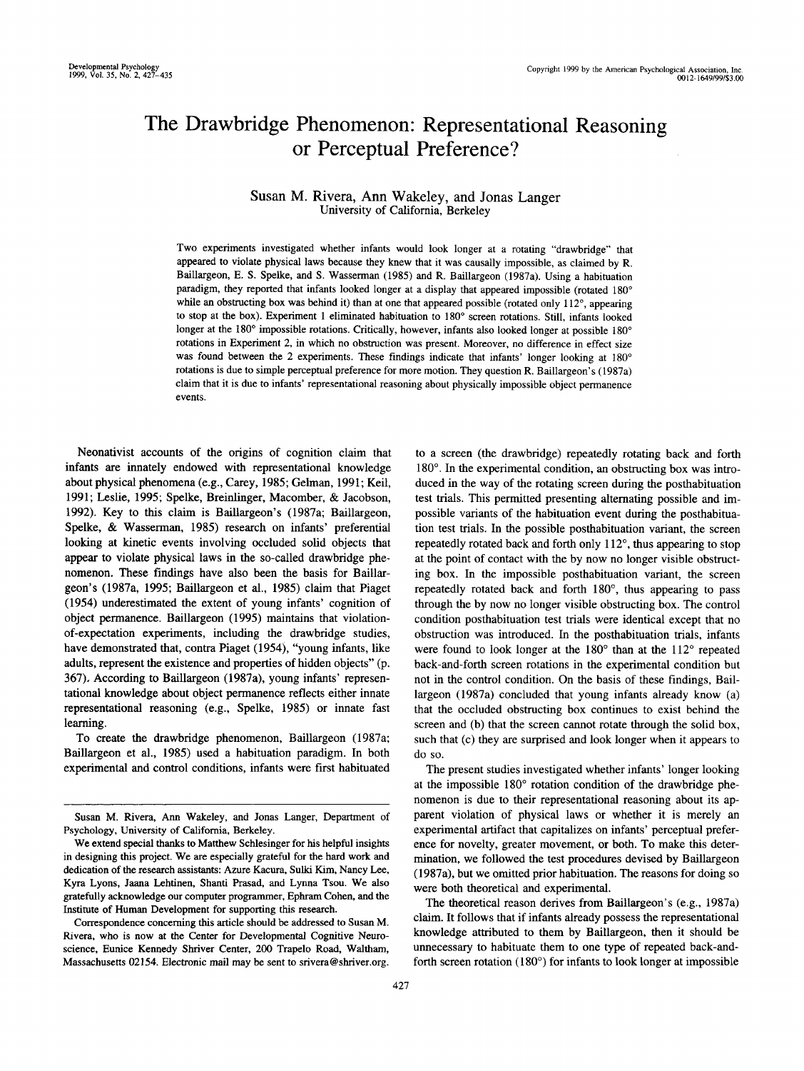# The Drawbridge Phenomenon: Representational Reasoning or Perceptual Preference?

Susan M. Rivera, Ann Wakeley, and Jonas Langer
University of California, Berkeley

Two experiments investigated whether infants would look longer at a rotating "drawbridge" that appeared to violate physical laws because they knew that it was causally impossible, as claimed by R. Baillargeon, E. S. Spelke, and S. Wasserman (1985) and R. Baillargeon (1987a). Using a habituation paradigm, they reported that infants looked longer at a display that appeared impossible (rotated 180° while an obstructing box was behind it) than at one that appeared possible (rotated only 112°, appearing to stop at the box). Experiment 1 eliminated habituation to 180° screen rotations. Still, infants looked longer at the 180° impossible rotations. Critically, however, infants also looked longer at possible 180° rotations in Experiment 2, in which no obstruction was present. Moreover, no difference in effect size was found between the 2 experiments. These findings indicate that infants' longer looking at 180° rotations is due to simple perceptual preference for more motion. They question R. Baillargeon's (1987a) claim that it is due to infants' representational reasoning about physically impossible object permanence events.

Neonativist accounts of the origins of cognition claim that infants are innately endowed with representational knowledge about physical phenomena (e.g., Carey, 1985; Gelman, 1991; Keil, 1991; Leslie, 1995; Spelke, Breinlinger, Macomber, & Jacobson, 1992). Key to this claim is Baillargeon's (1987a; Baillargeon, Spelke, & Wasserman, 1985) research on infants' preferential looking at kinetic events involving occluded solid objects that appear to violate physical laws in the so-called drawbridge phenomenon. These findings have also been the basis for Baillargeon's (1987a, 1995; Baillargeon et al., 1985) claim that Piaget (1954) underestimated the extent of young infants' cognition of object permanence. Baillargeon (1995) maintains that violation-of-expectation experiments, including the drawbridge studies, have demonstrated that, contra Piaget (1954), "young infants, like adults, represent the existence and properties of hidden objects" (p. 367). According to Baillargeon (1987a), young infants' representational knowledge about object permanence reflects either innate representational reasoning (e.g., Spelke, 1985) or innate fast learning.

To create the drawbridge phenomenon, Baillargeon (1987a; Baillargeon et al., 1985) used a habituation paradigm. In both experimental and control conditions, infants were first habituated to a screen (the drawbridge) repeatedly rotating back and forth 180°. In the experimental condition, an obstructing box was introduced in the way of the rotating screen during the posthabituation test trials. This permitted presenting alternating possible and impossible variants of the habituation event during the posthabituation test trials. In the possible posthabituation variant, the screen repeatedly rotated back and forth only 112°, thus appearing to stop at the point of contact with the by now no longer visible obstructing box. In the impossible posthabituation variant, the screen repeatedly rotated back and forth 180°, thus appearing to pass through the by now no longer visible obstructing box. The control condition posthabituation test trials were identical except that no obstruction was introduced. In the posthabituation trials, infants were found to look longer at the 180° than at the 112° repeated back-and-forth screen rotations in the experimental condition but not in the control condition. On the basis of these findings, Baillargeon (1987a) concluded that young infants already know (a) that the occluded obstructing box continues to exist behind the screen and (b) that the screen cannot rotate through the solid box, such that (c) they are surprised and look longer when it appears to do so.

The present studies investigated whether infants' longer looking at the impossible 180° rotation condition of the drawbridge phenomenon is due to their representational reasoning about its apparent violation of physical laws or whether it is merely an experimental artifact that capitalizes on infants' perceptual preference for novelty, greater movement, or both. To make this determination, we followed the test procedures devised by Baillargeon (1987a), but we omitted prior habituation. The reasons for doing so were both theoretical and experimental.

The theoretical reason derives from Baillargeon's (e.g., 1987a) claim. It follows that if infants already possess the representational knowledge attributed to them by Baillargeon, then it should be unnecessary to habituate them to one type of repeated back-and-forth screen rotation (180°) for infants to look longer at impossible

---

Susan M. Rivera, Ann Wakeley, and Jonas Langer, Department of Psychology, University of California, Berkeley.

We extend special thanks to Matthew Schlesinger for his helpful insights in designing this project. We are especially grateful for the hard work and dedication of the research assistants: Azure Kacura, Sulki Kim, Nancy Lee, Kyra Lyons, Jaana Lehtinen, Shanti Prasad, and Lynna Tsou. We also gratefully acknowledge our computer programmer, Ephram Cohen, and the Institute of Human Development for supporting this research.

Correspondence concerning this article should be addressed to Susan M. Rivera, who is now at the Center for Developmental Cognitive Neuroscience, Eunice Kennedy Shriver Center, 200 Trapelo Road, Waltham, Massachusetts 02154. Electronic mail may be sent to srivera@shriver.org.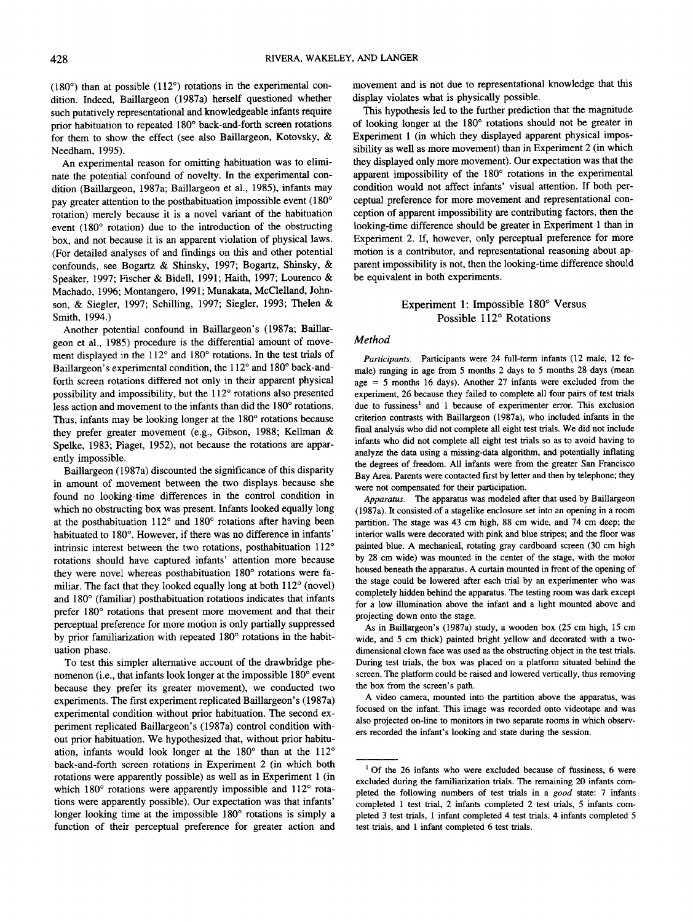(180°) than at possible (112°) rotations in the experimental condition. Indeed, Baillargeon (1987a) herself questioned whether such putatively representational and knowledgeable infants require prior habituation to repeated 180° back-and-forth screen rotations for them to show the effect (see also Baillargeon, Kotovsky, & Needham, 1995).

An experimental reason for omitting habituation was to eliminate the potential confound of novelty. In the experimental condition (Baillargeon, 1987a; Baillargeon et al., 1985), infants may pay greater attention to the posthabituation impossible event (180° rotation) merely because it is a novel variant of the habituation event (180° rotation) due to the introduction of the obstructing box, and not because it is an apparent violation of physical laws. (For detailed analyses of and findings on this and other potential confounds, see Bogartz & Shinsky, 1997; Bogartz, Shinsky, & Speaker, 1997; Fischer & Bidell, 1991; Haith, 1997; Lourenco & Machado, 1996; Montangero, 1991; Munakata, McClelland, Johnson, & Siegler, 1997; Schilling, 1997; Siegler, 1993; Thelen & Smith, 1994.)

Another potential confound in Baillargeon's (1987a; Baillargeon et al., 1985) procedure is the differential amount of movement displayed in the 112° and 180° rotations. In the test trials of Baillargeon's experimental condition, the 112° and 180° back-and-forth screen rotations differed not only in their apparent physical possibility and impossibility, but the 112° rotations also presented less action and movement to the infants than did the 180° rotations. Thus, infants may be looking longer at the 180° rotations because they prefer greater movement (e.g., Gibson, 1988; Kellman & Spelke, 1983; Piaget, 1952), not because the rotations are apparently impossible.

Baillargeon (1987a) discounted the significance of this disparity in amount of movement between the two displays because she found no looking-time differences in the control condition in which no obstructing box was present. Infants looked equally long at the posthabituation 112° and 180° rotations after having been habituated to 180°. However, if there was no difference in infants' intrinsic interest between the two rotations, posthabituation 112° rotations should have captured infants' attention more because they were novel whereas posthabituation 180° rotations were familiar. The fact that they looked equally long at both 112° (novel) and 180° (familiar) posthabituation rotations indicates that infants prefer 180° rotations that present more movement and that their perceptual preference for more motion is only partially suppressed by prior familiarization with repeated 180° rotations in the habituation phase.

To test this simpler alternative account of the drawbridge phenomenon (i.e., that infants look longer at the impossible 180° event because they prefer its greater movement), we conducted two experiments. The first experiment replicated Baillargeon's (1987a) experimental condition without prior habituation. The second experiment replicated Baillargeon's (1987a) control condition without prior habituation. We hypothesized that, without prior habituation, infants would look longer at the 180° than at the 112° back-and-forth screen rotations in Experiment 2 (in which both rotations were apparently possible) as well as in Experiment 1 (in which 180° rotations were apparently impossible and 112° rotations were apparently possible). Our expectation was that infants' longer looking time at the impossible 180° rotations is simply a function of their perceptual preference for greater action and movement and is not due to representational knowledge that this display violates what is physically possible.

This hypothesis led to the further prediction that the magnitude of looking longer at the 180° rotations should not be greater in Experiment 1 (in which they displayed apparent physical impossibility as well as more movement) than in Experiment 2 (in which they displayed only more movement). Our expectation was that the apparent impossibility of the 180° rotations in the experimental condition would not affect infants' visual attention. If both perceptual preference for more movement and representational conception of apparent impossibility are contributing factors, then the looking-time difference should be greater in Experiment 1 than in Experiment 2. If, however, only perceptual preference for more motion is a contributor, and representational reasoning about apparent impossibility is not, then the looking-time difference should be equivalent in both experiments.

## Experiment 1: Impossible 180° Versus Possible 112° Rotations

### Method

*Participants.* Participants were 24 full-term infants (12 male, 12 female) ranging in age from 5 months 2 days to 5 months 28 days (mean age = 5 months 16 days). Another 27 infants were excluded from the experiment, 26 because they failed to complete all four pairs of test trials due to fussiness[1] and 1 because of experimenter error. This exclusion criterion contrasts with Baillargeon (1987a), who included infants in the final analysis who did not complete all eight test trials. We did not include infants who did not complete all eight test trials so as to avoid having to analyze the data using a missing-data algorithm, and potentially inflating the degrees of freedom. All infants were from the greater San Francisco Bay Area. Parents were contacted first by letter and then by telephone; they were not compensated for their participation.

*Apparatus.* The apparatus was modeled after that used by Baillargeon (1987a). It consisted of a stagelike enclosure set into an opening in a room partition. The stage was 43 cm high, 88 cm wide, and 74 cm deep; the interior walls were decorated with pink and blue stripes; and the floor was painted blue. A mechanical, rotating gray cardboard screen (30 cm high by 28 cm wide) was mounted in the center of the stage, with the motor housed beneath the apparatus. A curtain mounted in front of the opening of the stage could be lowered after each trial by an experimenter who was completely hidden behind the apparatus. The testing room was dark except for a low illumination above the infant and a light mounted above and projecting down onto the stage.

As in Baillargeon's (1987a) study, a wooden box (25 cm high, 15 cm wide, and 5 cm thick) painted bright yellow and decorated with a two-dimensional clown face was used as the obstructing object in the test trials. During test trials, the box was placed on a platform situated behind the screen. The platform could be raised and lowered vertically, thus removing the box from the screen's path.

A video camera, mounted into the partition above the apparatus, was focused on the infant. This image was recorded onto videotape and was also projected on-line to monitors in two separate rooms in which observers recorded the infant's looking and state during the session.

[1] Of the 26 infants who were excluded because of fussiness, 6 were excluded during the familiarization trials. The remaining 20 infants completed the following numbers of test trials in a *good* state: 7 infants completed 1 test trial, 2 infants completed 2 test trials, 5 infants completed 3 test trials, 1 infant completed 4 test trials, 4 infants completed 5 test trials, and 1 infant completed 6 test trials.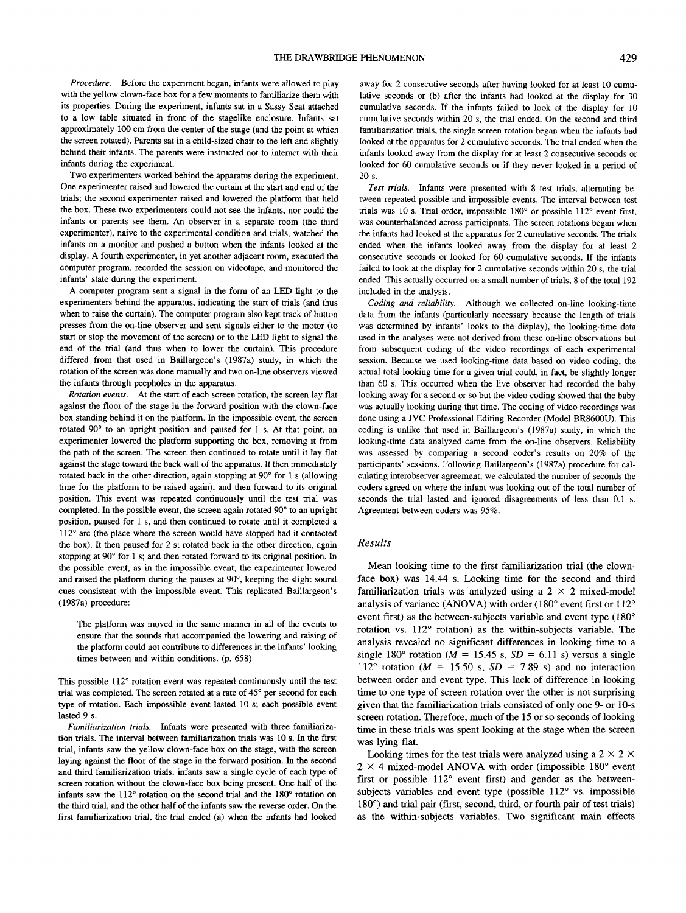*Procedure.* Before the experiment began, infants were allowed to play with the yellow clown-face box for a few moments to familiarize them with its properties. During the experiment, infants sat in a Sassy Seat attached to a low table situated in front of the stagelike enclosure. Infants sat approximately 100 cm from the center of the stage (and the point at which the screen rotated). Parents sat in a child-sized chair to the left and slightly behind their infants. The parents were instructed not to interact with their infants during the experiment.

Two experimenters worked behind the apparatus during the experiment. One experimenter raised and lowered the curtain at the start and end of the trials; the second experimenter raised and lowered the platform that held the box. These two experimenters could not see the infants, nor could the infants or parents see them. An observer in a separate room (the third experimenter), naive to the experimental condition and trials, watched the infants on a monitor and pushed a button when the infants looked at the display. A fourth experimenter, in yet another adjacent room, executed the computer program, recorded the session on videotape, and monitored the infants' state during the experiment.

A computer program sent a signal in the form of an LED light to the experimenters behind the apparatus, indicating the start of trials (and thus when to raise the curtain). The computer program also kept track of button presses from the on-line observer and sent signals either to the motor (to start or stop the movement of the screen) or to the LED light to signal the end of the trial (and thus when to lower the curtain). This procedure differed from that used in Baillargeon's (1987a) study, in which the rotation of the screen was done manually and two on-line observers viewed the infants through peepholes in the apparatus.

*Rotation events.* At the start of each screen rotation, the screen lay flat against the floor of the stage in the forward position with the clown-face box standing behind it on the platform. In the impossible event, the screen rotated 90° to an upright position and paused for 1 s. At that point, an experimenter lowered the platform supporting the box, removing it from the path of the screen. The screen then continued to rotate until it lay flat against the stage toward the back wall of the apparatus. It then immediately rotated back in the other direction, again stopping at 90° for 1 s (allowing time for the platform to be raised again), and then forward to its original position. This event was repeated continuously until the test trial was completed. In the possible event, the screen again rotated 90° to an upright position, paused for 1 s, and then continued to rotate until it completed a 112° arc (the place where the screen would have stopped had it contacted the box). It then paused for 2 s; rotated back in the other direction, again stopping at 90° for 1 s; and then rotated forward to its original position. In the possible event, as in the impossible event, the experimenter lowered and raised the platform during the pauses at 90°, keeping the slight sound cues consistent with the impossible event. This replicated Baillargeon's (1987a) procedure:

> The platform was moved in the same manner in all of the events to ensure that the sounds that accompanied the lowering and raising of the platform could not contribute to differences in the infants' looking times between and within conditions. (p. 658)

This possible 112° rotation event was repeated continuously until the test trial was completed. The screen rotated at a rate of 45° per second for each type of rotation. Each impossible event lasted 10 s; each possible event lasted 9 s.

*Familiarization trials.* Infants were presented with three familiarization trials. The interval between familiarization trials was 10 s. In the first trial, infants saw the yellow clown-face box on the stage, with the screen laying against the floor of the stage in the forward position. In the second and third familiarization trials, infants saw a single cycle of each type of screen rotation without the clown-face box being present. One half of the infants saw the 112° rotation on the second trial and the 180° rotation on the third trial, and the other half of the infants saw the reverse order. On the first familiarization trial, the trial ended (a) when the infants had looked away for 2 consecutive seconds after having looked for at least 10 cumulative seconds or (b) after the infants had looked at the display for 30 cumulative seconds. If the infants failed to look at the display for 10 cumulative seconds within 20 s, the trial ended. On the second and third familiarization trials, the single screen rotation began when the infants had looked at the apparatus for 2 cumulative seconds. The trial ended when the infants looked away from the display for at least 2 consecutive seconds or looked for 60 cumulative seconds or if they never looked in a period of 20 s.

*Test trials.* Infants were presented with 8 test trials, alternating between repeated possible and impossible events. The interval between test trials was 10 s. Trial order, impossible 180° or possible 112° event first, was counterbalanced across participants. The screen rotations began when the infants had looked at the apparatus for 2 cumulative seconds. The trials ended when the infants looked away from the display for at least 2 consecutive seconds or looked for 60 cumulative seconds. If the infants failed to look at the display for 2 cumulative seconds within 20 s, the trial ended. This actually occurred on a small number of trials, 8 of the total 192 included in the analysis.

*Coding and reliability.* Although we collected on-line looking-time data from the infants (particularly necessary because the length of trials was determined by infants' looks to the display), the looking-time data used in the analyses were not derived from these on-line observations but from subsequent coding of the video recordings of each experimental session. Because we used looking-time data based on video coding, the actual total looking time for a given trial could, in fact, be slightly longer than 60 s. This occurred when the live observer had recorded the baby looking away for a second or so but the video coding showed that the baby was actually looking during that time. The coding of video recordings was done using a JVC Professional Editing Recorder (Model BR8600U). This coding is unlike that used in Baillargeon's (1987a) study, in which the looking-time data analyzed came from the on-line observers. Reliability was assessed by comparing a second coder's results on 20% of the participants' sessions. Following Baillargeon's (1987a) procedure for calculating interobserver agreement, we calculated the number of seconds the coders agreed on where the infant was looking out of the total number of seconds the trial lasted and ignored disagreements of less than 0.1 s. Agreement between coders was 95%.

## Results

Mean looking time to the first familiarization trial (the clown-face box) was 14.44 s. Looking time for the second and third familiarization trials was analyzed using a $2 \times 2$ mixed-model analysis of variance (ANOVA) with order (180° event first or 112° event first) as the between-subjects variable and event type (180° rotation vs. 112° rotation) as the within-subjects variable. The analysis revealed no significant differences in looking time to a single 180° rotation ($M$ = 15.45 s, $SD$ = 6.11 s) versus a single 112° rotation ($M$ = 15.50 s, $SD$ = 7.89 s) and no interaction between order and event type. This lack of difference in looking time to one type of screen rotation over the other is not surprising given that the familiarization trials consisted of only one 9- or 10-s screen rotation. Therefore, much of the 15 or so seconds of looking time in these trials was spent looking at the stage when the screen was lying flat.

Looking times for the test trials were analyzed using a $2 \times 2 \times 2 \times 4$ mixed-model ANOVA with order (impossible 180° event first or possible 112° event first) and gender as the between-subjects variables and event type (possible 112° vs. impossible 180°) and trial pair (first, second, third, or fourth pair of test trials) as the within-subjects variables. Two significant main effects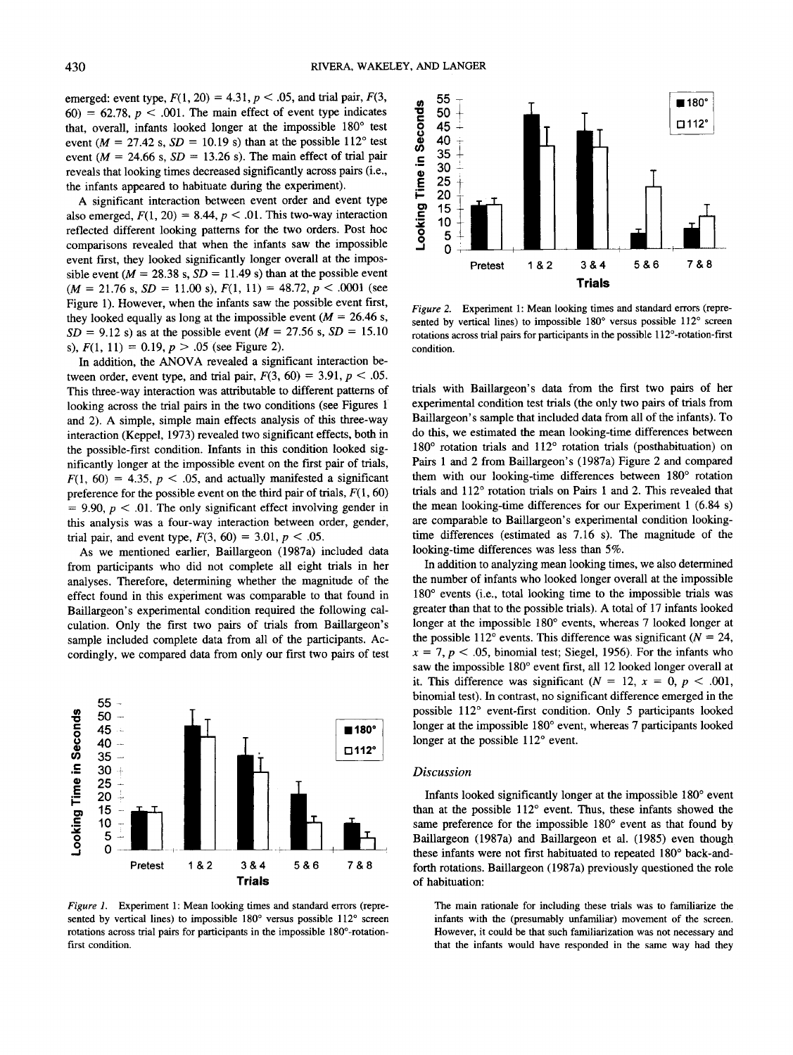emerged: event type, $F(1, 20) = 4.31$, $p < .05$, and trial pair, $F(3, 60) = 62.78$, $p < .001$. The main effect of event type indicates that, overall, infants looked longer at the impossible 180° test event ($M = 27.42$ s, $SD = 10.19$ s) than at the possible 112° test event ($M = 24.66$ s, $SD = 13.26$ s). The main effect of trial pair reveals that looking times decreased significantly across pairs (i.e., the infants appeared to habituate during the experiment).

A significant interaction between event order and event type also emerged, $F(1, 20) = 8.44$, $p < .01$. This two-way interaction reflected different looking patterns for the two orders. Post hoc comparisons revealed that when the infants saw the impossible event first, they looked significantly longer overall at the impossible event ($M = 28.38$ s, $SD = 11.49$ s) than at the possible event ($M = 21.76$ s, $SD = 11.00$ s), $F(1, 11) = 48.72$, $p < .0001$ (see Figure 1). However, when the infants saw the possible event first, they looked equally as long at the impossible event ($M = 26.46$ s, $SD = 9.12$ s) as at the possible event ($M = 27.56$ s, $SD = 15.10$ s), $F(1, 11) = 0.19$, $p > .05$ (see Figure 2).

In addition, the ANOVA revealed a significant interaction between order, event type, and trial pair, $F(3, 60) = 3.91$, $p < .05$. This three-way interaction was attributable to different patterns of looking across the trial pairs in the two conditions (see Figures 1 and 2). A simple, simple main effects analysis of this three-way interaction (Keppel, 1973) revealed two significant effects, both in the possible-first condition. Infants in this condition looked significantly longer at the impossible event on the first pair of trials, $F(1, 60) = 4.35$, $p < .05$, and actually manifested a significant preference for the possible event on the third pair of trials, $F(1, 60) = 9.90$, $p < .01$. The only significant effect involving gender in this analysis was a four-way interaction between order, gender, trial pair, and event type, $F(3, 60) = 3.01$, $p < .05$.

As we mentioned earlier, Baillargeon (1987a) included data from participants who did not complete all eight trials in her analyses. Therefore, determining whether the magnitude of the effect found in this experiment was comparable to that found in Baillargeon's experimental condition required the following calculation. Only the first two pairs of trials from Baillargeon's sample included complete data from all of the participants. Accordingly, we compared data from only our first two pairs of test trials with Baillargeon's data from the first two pairs of her experimental condition test trials (the only two pairs of trials from Baillargeon's sample that included data from all of the infants). To do this, we estimated the mean looking-time differences between 180° rotation trials and 112° rotation trials (posthabituation) on Pairs 1 and 2 from Baillargeon's (1987a) Figure 2 and compared them with our looking-time differences between 180° rotation trials and 112° rotation trials on Pairs 1 and 2. This revealed that the mean looking-time differences for our Experiment 1 (6.84 s) are comparable to Baillargeon's experimental condition looking-time differences (estimated as 7.16 s). The magnitude of the looking-time differences was less than 5%.

*Figure 1.* Experiment 1: Mean looking times and standard errors (represented by vertical lines) to impossible 180° versus possible 112° screen rotations across trial pairs for participants in the impossible 180°-rotation-first condition.

*Figure 2.* Experiment 1: Mean looking times and standard errors (represented by vertical lines) to impossible 180° versus possible 112° screen rotations across trial pairs for participants in the possible 112°-rotation-first condition.

In addition to analyzing mean looking times, we also determined the number of infants who looked longer overall at the impossible 180° events (i.e., total looking time to the impossible trials was greater than that to the possible trials). A total of 17 infants looked longer at the impossible 180° events, whereas 7 looked longer at the possible 112° events. This difference was significant ($N = 24$, $x = 7$, $p < .05$, binomial test; Siegel, 1956). For the infants who saw the impossible 180° event first, all 12 looked longer overall at it. This difference was significant ($N = 12$, $x = 0$, $p < .001$, binomial test). In contrast, no significant difference emerged in the possible 112° event-first condition. Only 5 participants looked longer at the impossible 180° event, whereas 7 participants looked longer at the possible 112° event.

### Discussion

Infants looked significantly longer at the impossible 180° event than at the possible 112° event. Thus, these infants showed the same preference for the impossible 180° event as that found by Baillargeon (1987a) and Baillargeon et al. (1985) even though these infants were not first habituated to repeated 180° back-and-forth rotations. Baillargeon (1987a) previously questioned the role of habituation:

> The main rationale for including these trials was to familiarize the infants with the (presumably unfamiliar) movement of the screen. However, it could be that such familiarization was not necessary and that the infants would have responded in the same way had they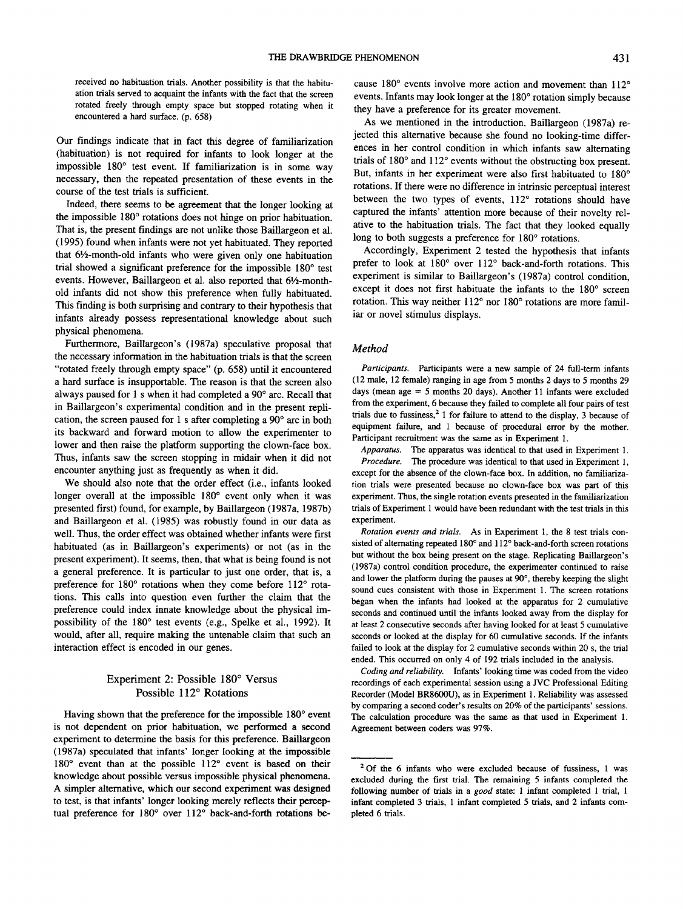received no habituation trials. Another possibility is that the habituation trials served to acquaint the infants with the fact that the screen rotated freely through empty space but stopped rotating when it encountered a hard surface. (p. 658)

Our findings indicate that in fact this degree of familiarization (habituation) is not required for infants to look longer at the impossible 180° test event. If familiarization is in some way necessary, then the repeated presentation of these events in the course of the test trials is sufficient.

Indeed, there seems to be agreement that the longer looking at the impossible 180° rotations does not hinge on prior habituation. That is, the present findings are not unlike those Baillargeon et al. (1995) found when infants were not yet habituated. They reported that 6½-month-old infants who were given only one habituation trial showed a significant preference for the impossible 180° test events. However, Baillargeon et al. also reported that 6½-month-old infants did not show this preference when fully habituated. This finding is both surprising and contrary to their hypothesis that infants already possess representational knowledge about such physical phenomena.

Furthermore, Baillargeon's (1987a) speculative proposal that the necessary information in the habituation trials is that the screen "rotated freely through empty space" (p. 658) until it encountered a hard surface is insupportable. The reason is that the screen also always paused for 1 s when it had completed a 90° arc. Recall that in Baillargeon's experimental condition and in the present replication, the screen paused for 1 s after completing a 90° arc in both its backward and forward motion to allow the experimenter to lower and then raise the platform supporting the clown-face box. Thus, infants saw the screen stopping in midair when it did not encounter anything just as frequently as when it did.

We should also note that the order effect (i.e., infants looked longer overall at the impossible 180° event only when it was presented first) found, for example, by Baillargeon (1987a, 1987b) and Baillargeon et al. (1985) was robustly found in our data as well. Thus, the order effect was obtained whether infants were first habituated (as in Baillargeon's experiments) or not (as in the present experiment). It seems, then, that what is being found is not a general preference. It is particular to just one order, that is, a preference for 180° rotations when they come before 112° rotations. This calls into question even further the claim that the preference could index innate knowledge about the physical impossibility of the 180° test events (e.g., Spelke et al., 1992). It would, after all, require making the untenable claim that such an interaction effect is encoded in our genes.

## Experiment 2: Possible 180° Versus Possible 112° Rotations

Having shown that the preference for the impossible 180° event is not dependent on prior habituation, we performed a second experiment to determine the basis for this preference. Baillargeon (1987a) speculated that infants' longer looking at the impossible 180° event than at the possible 112° event is based on their knowledge about possible versus impossible physical phenomena. A simpler alternative, which our second experiment was designed to test, is that infants' longer looking merely reflects their perceptual preference for 180° over 112° back-and-forth rotations because 180° events involve more action and movement than 112° events. Infants may look longer at the 180° rotation simply because they have a preference for its greater movement.

As we mentioned in the introduction, Baillargeon (1987a) rejected this alternative because she found no looking-time differences in her control condition in which infants saw alternating trials of 180° and 112° events without the obstructing box present. But, infants in her experiment were also first habituated to 180° rotations. If there were no difference in intrinsic perceptual interest between the two types of events, 112° rotations should have captured the infants' attention more because of their novelty relative to the habituation trials. The fact that they looked equally long to both suggests a preference for 180° rotations.

Accordingly, Experiment 2 tested the hypothesis that infants prefer to look at 180° over 112° back-and-forth rotations. This experiment is similar to Baillargeon's (1987a) control condition, except it does not first habituate the infants to the 180° screen rotation. This way neither 112° nor 180° rotations are more familiar or novel stimulus displays.

### Method

*Participants.* Participants were a new sample of 24 full-term infants (12 male, 12 female) ranging in age from 5 months 2 days to 5 months 29 days (mean age = 5 months 20 days). Another 11 infants were excluded from the experiment, 6 because they failed to complete all four pairs of test trials due to fussiness,[2] 1 for failure to attend to the display, 3 because of equipment failure, and 1 because of procedural error by the mother. Participant recruitment was the same as in Experiment 1.

*Apparatus.* The apparatus was identical to that used in Experiment 1.

*Procedure.* The procedure was identical to that used in Experiment 1, except for the absence of the clown-face box. In addition, no familiarization trials were presented because no clown-face box was part of this experiment. Thus, the single rotation events presented in the familiarization trials of Experiment 1 would have been redundant with the test trials in this experiment.

*Rotation events and trials.* As in Experiment 1, the 8 test trials consisted of alternating repeated 180° and 112° back-and-forth screen rotations but without the box being present on the stage. Replicating Baillargeon's (1987a) control condition procedure, the experimenter continued to raise and lower the platform during the pauses at 90°, thereby keeping the slight sound cues consistent with those in Experiment 1. The screen rotations began when the infants had looked at the apparatus for 2 cumulative seconds and continued until the infants looked away from the display for at least 2 consecutive seconds after having looked for at least 5 cumulative seconds or looked at the display for 60 cumulative seconds. If the infants failed to look at the display for 2 cumulative seconds within 20 s, the trial ended. This occurred on only 4 of 192 trials included in the analysis.

*Coding and reliability.* Infants' looking time was coded from the video recordings of each experimental session using a JVC Professional Editing Recorder (Model BR8600U), as in Experiment 1. Reliability was assessed by comparing a second coder's results on 20% of the participants' sessions. The calculation procedure was the same as that used in Experiment 1. Agreement between coders was 97%.

---

[2] Of the 6 infants who were excluded because of fussiness, 1 was excluded during the first trial. The remaining 5 infants completed the following number of trials in a *good* state: 1 infant completed 1 trial, 1 infant completed 3 trials, 1 infant completed 5 trials, and 2 infants completed 6 trials.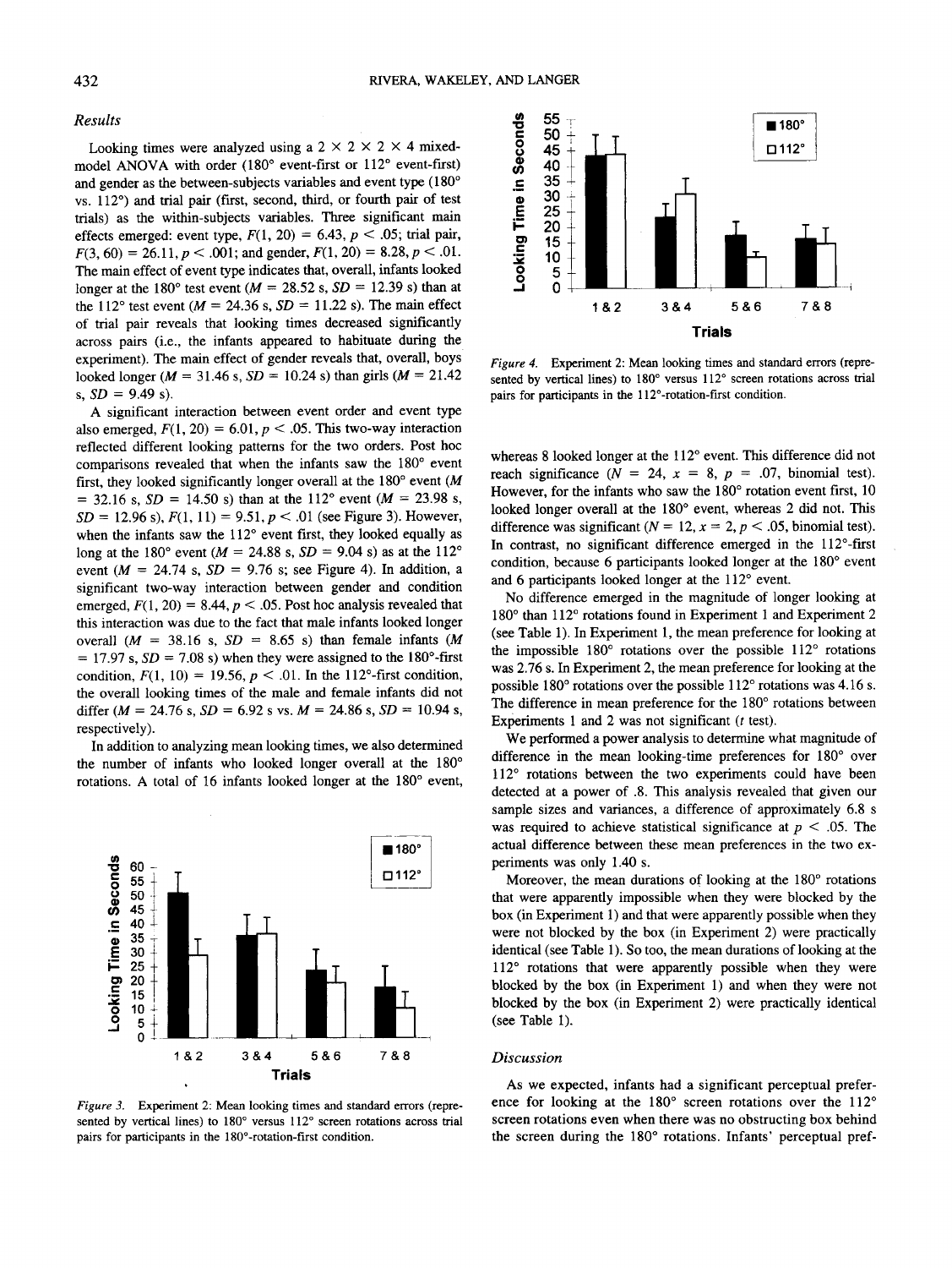## Results

Looking times were analyzed using a 2 × 2 × 2 × 4 mixed-model ANOVA with order (180° event-first or 112° event-first) and gender as the between-subjects variables and event type (180° vs. 112°) and trial pair (first, second, third, or fourth pair of test trials) as the within-subjects variables. Three significant main effects emerged: event type, $F(1, 20) = 6.43$, $p < .05$; trial pair, $F(3, 60) = 26.11$, $p < .001$; and gender, $F(1, 20) = 8.28$, $p < .01$. The main effect of event type indicates that, overall, infants looked longer at the 180° test event ($M = 28.52$ s, $SD = 12.39$ s) than at the 112° test event ($M = 24.36$ s, $SD = 11.22$ s). The main effect of trial pair reveals that looking times decreased significantly across pairs (i.e., the infants appeared to habituate during the experiment). The main effect of gender reveals that, overall, boys looked longer ($M = 31.46$ s, $SD = 10.24$ s) than girls ($M = 21.42$ s, $SD = 9.49$ s).

A significant interaction between event order and event type also emerged, $F(1, 20) = 6.01$, $p < .05$. This two-way interaction reflected different looking patterns for the two orders. Post hoc comparisons revealed that when the infants saw the 180° event first, they looked significantly longer overall at the 180° event ($M = 32.16$ s, $SD = 14.50$ s) than at the 112° event ($M = 23.98$ s, $SD = 12.96$ s), $F(1, 11) = 9.51$, $p < .01$ (see Figure 3). However, when the infants saw the 112° event first, they looked equally as long at the 180° event ($M = 24.88$ s, $SD = 9.04$ s) as at the 112° event ($M = 24.74$ s, $SD = 9.76$ s; see Figure 4). In addition, a significant two-way interaction between gender and condition emerged, $F(1, 20) = 8.44$, $p < .05$. Post hoc analysis revealed that this interaction was due to the fact that male infants looked longer overall ($M = 38.16$ s, $SD = 8.65$ s) than female infants ($M = 17.97$ s, $SD = 7.08$ s) when they were assigned to the 180°-first condition, $F(1, 10) = 19.56$, $p < .01$. In the 112°-first condition, the overall looking times of the male and female infants did not differ ($M = 24.76$ s, $SD = 6.92$ s vs. $M = 24.86$ s, $SD = 10.94$ s, respectively).

In addition to analyzing mean looking times, we also determined the number of infants who looked longer overall at the 180° rotations. A total of 16 infants looked longer at the 180° event, whereas 8 looked longer at the 112° event. This difference did not reach significance ($N = 24$, $x = 8$, $p = .07$, binomial test). However, for the infants who saw the 180° rotation event first, 10 looked longer overall at the 180° event, whereas 2 did not. This difference was significant ($N = 12$, $x = 2$, $p < .05$, binomial test). In contrast, no significant difference emerged in the 112°-first condition, because 6 participants looked longer at the 180° event and 6 participants looked longer at the 112° event.

Figure 3. Experiment 2: Mean looking times and standard errors (represented by vertical lines) to 180° versus 112° screen rotations across trial pairs for participants in the 180°-rotation-first condition.

Figure 4. Experiment 2: Mean looking times and standard errors (represented by vertical lines) to 180° versus 112° screen rotations across trial pairs for participants in the 112°-rotation-first condition.

No difference emerged in the magnitude of longer looking at 180° than 112° rotations found in Experiment 1 and Experiment 2 (see Table 1). In Experiment 1, the mean preference for looking at the impossible 180° rotations over the possible 112° rotations was 2.76 s. In Experiment 2, the mean preference for looking at the possible 180° rotations over the possible 112° rotations was 4.16 s. The difference in mean preference for the 180° rotations between Experiments 1 and 2 was not significant ($t$ test).

We performed a power analysis to determine what magnitude of difference in the mean looking-time preferences for 180° over 112° rotations between the two experiments could have been detected at a power of .8. This analysis revealed that given our sample sizes and variances, a difference of approximately 6.8 s was required to achieve statistical significance at $p < .05$. The actual difference between these mean preferences in the two experiments was only 1.40 s.

Moreover, the mean durations of looking at the 180° rotations that were apparently impossible when they were blocked by the box (in Experiment 1) and that were apparently possible when they were not blocked by the box (in Experiment 2) were practically identical (see Table 1). So too, the mean durations of looking at the 112° rotations that were apparently possible when they were blocked by the box (in Experiment 1) and when they were not blocked by the box (in Experiment 2) were practically identical (see Table 1).

## Discussion

As we expected, infants had a significant perceptual preference for looking at the 180° screen rotations over the 112° screen rotations even when there was no obstructing box behind the screen during the 180° rotations. Infants' perceptual pref-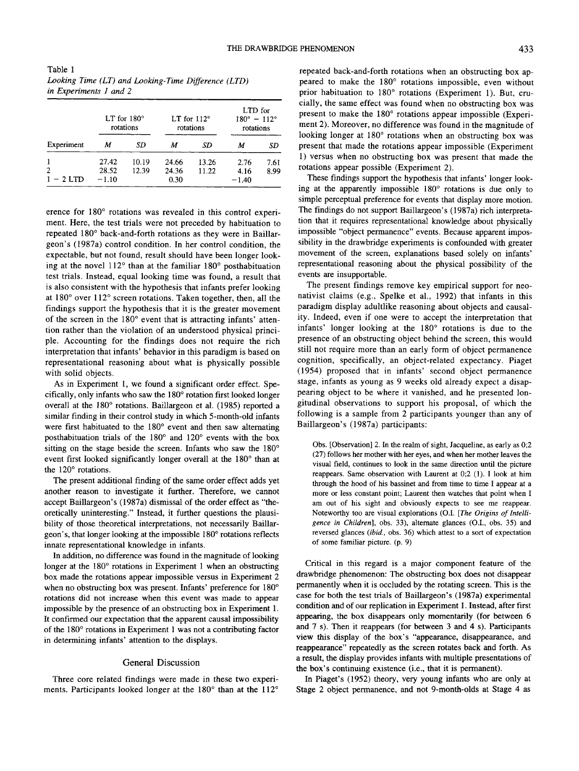Table 1
*Looking Time (LT) and Looking-Time Difference (LTD) in Experiments 1 and 2*

| Experiment | LT for 180° rotations | | LT for 112° rotations | | LTD for 180° − 112° rotations | |
|---|---|---|---|---|---|---|
| | *M* | *SD* | *M* | *SD* | *M* | *SD* |
| 1 | 27.42 | 10.19 | 24.66 | 13.26 | 2.76 | 7.61 |
| 2 | 28.52 | 12.39 | 24.36 | 11.22 | 4.16 | 8.99 |
| 1 − 2 LTD | −1.10 | | 0.30 | | −1.40 | |

erence for 180° rotations was revealed in this control experiment. Here, the test trials were not preceded by habituation to repeated 180° back-and-forth rotations as they were in Baillargeon's (1987a) control condition. In her control condition, the expectable, but not found, result should have been longer looking at the novel 112° than at the familiar 180° posthabituation test trials. Instead, equal looking time was found, a result that is also consistent with the hypothesis that infants prefer looking at 180° over 112° screen rotations. Taken together, then, all the findings support the hypothesis that it is the greater movement of the screen in the 180° event that is attracting infants' attention rather than the violation of an understood physical principle. Accounting for the findings does not require the rich interpretation that infants' behavior in this paradigm is based on representational reasoning about what is physically possible with solid objects.

As in Experiment 1, we found a significant order effect. Specifically, only infants who saw the 180° rotation first looked longer overall at the 180° rotations. Baillargeon et al. (1985) reported a similar finding in their control study in which 5-month-old infants were first habituated to the 180° event and then saw alternating posthabituation trials of the 180° and 120° events with the box sitting on the stage beside the screen. Infants who saw the 180° event first looked significantly longer overall at the 180° than at the 120° rotations.

The present additional finding of the same order effect adds yet another reason to investigate it further. Therefore, we cannot accept Baillargeon's (1987a) dismissal of the order effect as "theoretically uninteresting." Instead, it further questions the plausibility of those theoretical interpretations, not necessarily Baillargeon's, that longer looking at the impossible 180° rotations reflects innate representational knowledge in infants.

In addition, no difference was found in the magnitude of looking longer at the 180° rotations in Experiment 1 when an obstructing box made the rotations appear impossible versus in Experiment 2 when no obstructing box was present. Infants' preference for 180° rotations did not increase when this event was made to appear impossible by the presence of an obstructing box in Experiment 1. It confirmed our expectation that the apparent causal impossibility of the 180° rotations in Experiment 1 was not a contributing factor in determining infants' attention to the displays.

## General Discussion

Three core related findings were made in these two experiments. Participants looked longer at the 180° than at the 112° repeated back-and-forth rotations when an obstructing box appeared to make the 180° rotations impossible, even without prior habituation to 180° rotations (Experiment 1). But, crucially, the same effect was found when no obstructing box was present to make the 180° rotations appear impossible (Experiment 2). Moreover, no difference was found in the magnitude of looking longer at 180° rotations when an obstructing box was present that made the rotations appear impossible (Experiment 1) versus when no obstructing box was present that made the rotations appear possible (Experiment 2).

These findings support the hypothesis that infants' longer looking at the apparently impossible 180° rotations is due only to simple perceptual preference for events that display more motion. The findings do not support Baillargeon's (1987a) rich interpretation that it requires representational knowledge about physically impossible "object permanence" events. Because apparent impossibility in the drawbridge experiments is confounded with greater movement of the screen, explanations based solely on infants' representational reasoning about the physical possibility of the events are insupportable.

The present findings remove key empirical support for neonativist claims (e.g., Spelke et al., 1992) that infants in this paradigm display adultlike reasoning about objects and causality. Indeed, even if one were to accept the interpretation that infants' longer looking at the 180° rotations is due to the presence of an obstructing object behind the screen, this would still not require more than an early form of object permanence cognition, specifically, an object-related expectancy. Piaget (1954) proposed that in infants' second object permanence stage, infants as young as 9 weeks old already expect a disappearing object to be where it vanished, and he presented longitudinal observations to support his proposal, of which the following is a sample from 2 participants younger than any of Baillargeon's (1987a) participants:

> Obs. [Observation] 2. In the realm of sight, Jacqueline, as early as 0;2 (27) follows her mother with her eyes, and when her mother leaves the visual field, continues to look in the same direction until the picture reappears. Same observation with Laurent at 0;2 (1). I look at him through the hood of his bassinet and from time to time I appear at a more or less constant point; Laurent then watches that point when I am out of his sight and obviously expects to see me reappear. Noteworthy too are visual explorations (O.I. [*The Origins of Intelligence in Children*], obs. 33), alternate glances (O.I., obs. 35) and reversed glances (*ibid.*, obs. 36) which attest to a sort of expectation of some familiar picture. (p. 9)

Critical in this regard is a major component feature of the drawbridge phenomenon: The obstructing box does not disappear permanently when it is occluded by the rotating screen. This is the case for both the test trials of Baillargeon's (1987a) experimental condition and of our replication in Experiment 1. Instead, after first appearing, the box disappears only momentarily (for between 6 and 7 s). Then it reappears (for between 3 and 4 s). Participants view this display of the box's "appearance, disappearance, and reappearance" repeatedly as the screen rotates back and forth. As a result, the display provides infants with multiple presentations of the box's continuing existence (i.e., that it is permanent).

In Piaget's (1952) theory, very young infants who are only at Stage 2 object permanence, and not 9-month-olds at Stage 4 as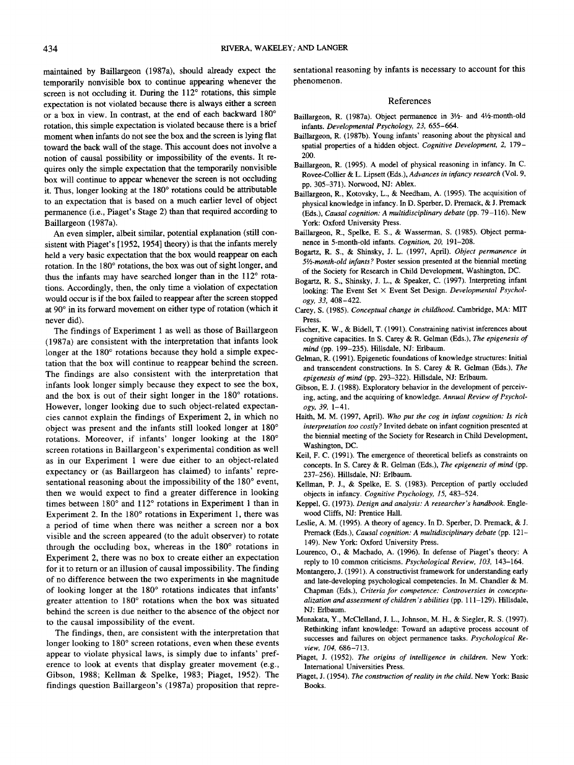maintained by Baillargeon (1987a), should already expect the temporarily nonvisible box to continue appearing whenever the screen is not occluding it. During the 112° rotations, this simple expectation is not violated because there is always either a screen or a box in view. In contrast, at the end of each backward 180° rotation, this simple expectation is violated because there is a brief moment when infants do not see the box and the screen is lying flat toward the back wall of the stage. This account does not involve a notion of causal possibility or impossibility of the events. It requires only the simple expectation that the temporarily nonvisible box will continue to appear whenever the screen is not occluding it. Thus, longer looking at the 180° rotations could be attributable to an expectation that is based on a much earlier level of object permanence (i.e., Piaget's Stage 2) than that required according to Baillargeon (1987a).

An even simpler, albeit similar, potential explanation (still consistent with Piaget's [1952, 1954] theory) is that the infants merely held a very basic expectation that the box would reappear on each rotation. In the 180° rotations, the box was out of sight longer, and thus the infants may have searched longer than in the 112° rotations. Accordingly, then, the only time a violation of expectation would occur is if the box failed to reappear after the screen stopped at 90° in its forward movement on either type of rotation (which it never did).

The findings of Experiment 1 as well as those of Baillargeon (1987a) are consistent with the interpretation that infants look longer at the 180° rotations because they hold a simple expectation that the box will continue to reappear behind the screen. The findings are also consistent with the interpretation that infants look longer simply because they expect to see the box, and the box is out of their sight longer in the 180° rotations. However, longer looking due to such object-related expectancies cannot explain the findings of Experiment 2, in which no object was present and the infants still looked longer at 180° rotations. Moreover, if infants' longer looking at the 180° screen rotations in Baillargeon's experimental condition as well as in our Experiment 1 were due either to an object-related expectancy or (as Baillargeon has claimed) to infants' representational reasoning about the impossibility of the 180° event, then we would expect to find a greater difference in looking times between 180° and 112° rotations in Experiment 1 than in Experiment 2. In the 180° rotations in Experiment 1, there was a period of time when there was neither a screen nor a box visible and the screen appeared (to the adult observer) to rotate through the occluding box, whereas in the 180° rotations in Experiment 2, there was no box to create either an expectation for it to return or an illusion of causal impossibility. The finding of no difference between the two experiments in the magnitude of looking longer at the 180° rotations indicates that infants' greater attention to 180° rotations when the box was situated behind the screen is due neither to the absence of the object nor to the causal impossibility of the event.

The findings, then, are consistent with the interpretation that longer looking to 180° screen rotations, even when these events appear to violate physical laws, is simply due to infants' preference to look at events that display greater movement (e.g., Gibson, 1988; Kellman & Spelke, 1983; Piaget, 1952). The findings question Baillargeon's (1987a) proposition that representational reasoning by infants is necessary to account for this phenomenon.

## References

Baillargeon, R. (1987a). Object permanence in 3½- and 4½-month-old infants. *Developmental Psychology, 23,* 655–664.

Baillargeon, R. (1987b). Young infants' reasoning about the physical and spatial properties of a hidden object. *Cognitive Development, 2,* 179–200.

Baillargeon, R. (1995). A model of physical reasoning in infancy. In C. Rovee-Collier & L. Lipsett (Eds.), *Advances in infancy research* (Vol. 9, pp. 305–371). Norwood, NJ: Ablex.

Baillargeon, R., Kotovsky, L., & Needham, A. (1995). The acquisition of physical knowledge in infancy. In D. Sperber, D. Premack, & J. Premack (Eds.), *Causal cognition: A multidisciplinary debate* (pp. 79–116). New York: Oxford University Press.

Baillargeon, R., Spelke, E. S., & Wasserman, S. (1985). Object permanence in 5-month-old infants. *Cognition, 20,* 191–208.

Bogartz, R. S., & Shinsky, J. L. (1997, April). *Object permanence in 5½-month-old infants?* Poster session presented at the biennial meeting of the Society for Research in Child Development, Washington, DC.

Bogartz, R. S., Shinsky, J. L., & Speaker, C. (1997). Interpreting infant looking: The Event Set × Event Set Design. *Developmental Psychology, 33,* 408–422.

Carey, S. (1985). *Conceptual change in childhood.* Cambridge, MA: MIT Press.

Fischer, K. W., & Bidell, T. (1991). Constraining nativist inferences about cognitive capacities. In S. Carey & R. Gelman (Eds.), *The epigenesis of mind* (pp. 199–235). Hillsdale, NJ: Erlbaum.

Gelman, R. (1991). Epigenetic foundations of knowledge structures: Initial and transcendent constructions. In S. Carey & R. Gelman (Eds.), *The epigenesis of mind* (pp. 293–322). Hillsdale, NJ: Erlbaum.

Gibson, E. J. (1988). Exploratory behavior in the development of perceiving, acting, and the acquiring of knowledge. *Annual Review of Psychology, 39,* 1–41.

Haith, M. M. (1997, April). *Who put the cog in infant cognition: Is rich interpretation too costly?* Invited debate on infant cognition presented at the biennial meeting of the Society for Research in Child Development, Washington, DC.

Keil, F. C. (1991). The emergence of theoretical beliefs as constraints on concepts. In S. Carey & R. Gelman (Eds.), *The epigenesis of mind* (pp. 237–256). Hillsdale, NJ: Erlbaum.

Kellman, P. J., & Spelke, E. S. (1983). Perception of partly occluded objects in infancy. *Cognitive Psychology, 15,* 483–524.

Keppel, G. (1973). *Design and analysis: A researcher's handbook.* Englewood Cliffs, NJ: Prentice Hall.

Leslie, A. M. (1995). A theory of agency. In D. Sperber, D. Premack, & J. Premack (Eds.), *Causal cognition: A multidisciplinary debate* (pp. 121–149). New York: Oxford University Press.

Lourenco, O., & Machado, A. (1996). In defense of Piaget's theory: A reply to 10 common criticisms. *Psychological Review, 103,* 143–164.

Montangero, J. (1991). A constructivist framework for understanding early and late-developing psychological competencies. In M. Chandler & M. Chapman (Eds.), *Criteria for competence: Controversies in conceptualization and assessment of children's abilities* (pp. 111–129). Hillsdale, NJ: Erlbaum.

Munakata, Y., McClelland, J. L., Johnson, M. H., & Siegler, R. S. (1997). Rethinking infant knowledge: Toward an adaptive process account of successes and failures on object permanence tasks. *Psychological Review, 104,* 686–713.

Piaget, J. (1952). *The origins of intelligence in children.* New York: International Universities Press.

Piaget, J. (1954). *The construction of reality in the child.* New York: Basic Books.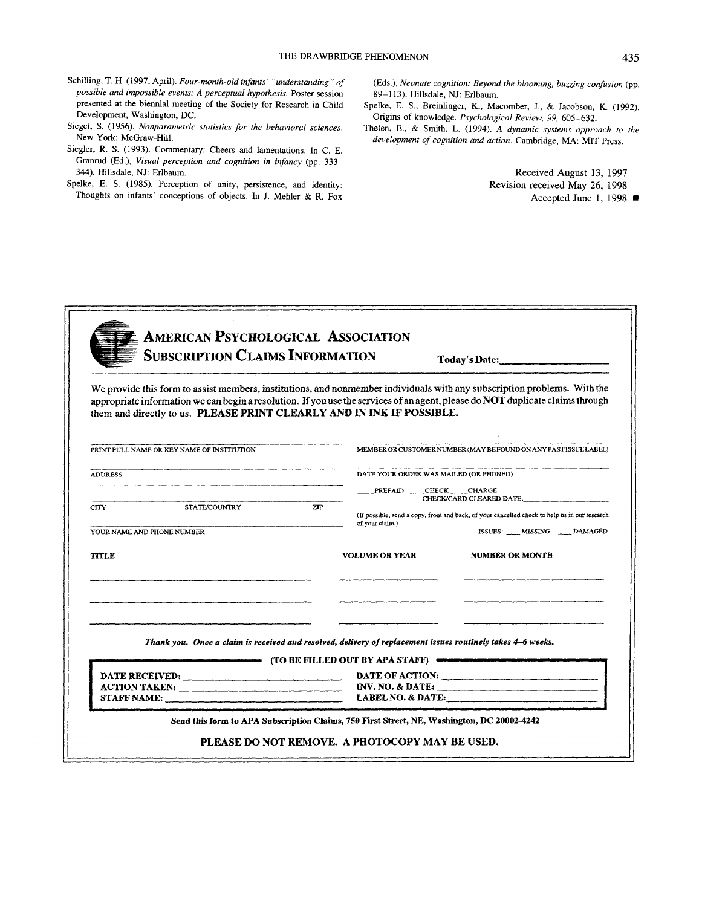Schilling, T. H. (1997, April). *Four-month-old infants' "understanding" of possible and impossible events: A perceptual hypothesis.* Poster session presented at the biennial meeting of the Society for Research in Child Development, Washington, DC.

Siegel, S. (1956). *Nonparametric statistics for the behavioral sciences.* New York: McGraw-Hill.

Siegler, R. S. (1993). Commentary: Cheers and lamentations. In C. E. Granrud (Ed.), *Visual perception and cognition in infancy* (pp. 333–344). Hillsdale, NJ: Erlbaum.

Spelke, E. S. (1985). Perception of unity, persistence, and identity: Thoughts on infants' conceptions of objects. In J. Mehler & R. Fox (Eds.), *Neonate cognition: Beyond the blooming, buzzing confusion* (pp. 89–113). Hillsdale, NJ: Erlbaum.

Spelke, E. S., Breinlinger, K., Macomber, J., & Jacobson, K. (1992). Origins of knowledge. *Psychological Review, 99,* 605–632.

Thelen, E., & Smith, L. (1994). *A dynamic systems approach to the development of cognition and action.* Cambridge, MA: MIT Press.

Received August 13, 1997
Revision received May 26, 1998
Accepted June 1, 1998 ■

## American Psychological Association Subscription Claims Information

**Today's Date:** ____________________

We provide this form to assist members, institutions, and nonmember individuals with any subscription problems. With the appropriate information we can begin a resolution. If you use the services of an agent, please do **NOT** duplicate claims through them and directly to us. **PLEASE PRINT CLEARLY AND IN INK IF POSSIBLE.**

PRINT FULL NAME OR KEY NAME OF INSTITUTION ____________________

MEMBER OR CUSTOMER NUMBER (MAY BE FOUND ON ANY PAST ISSUE LABEL) ____________________

ADDRESS ____________________

DATE YOUR ORDER WAS MAILED (OR PHONED) ____________________

____PREPAID ____CHECK ____CHARGE
CHECK/CARD CLEARED DATE: ____________________

CITY ____________ STATE/COUNTRY ____________ ZIP ____________

(If possible, send a copy, front and back, of your cancelled check to help us in our research of your claim.)

YOUR NAME AND PHONE NUMBER ____________________

ISSUES: ____ MISSING ____ DAMAGED

| TITLE | VOLUME OR YEAR | NUMBER OR MONTH |
|---|---|---|
| | | |
| | | |
| | | |

***Thank you. Once a claim is received and resolved, delivery of replacement issues routinely takes 4–6 weeks.***

**(TO BE FILLED OUT BY APA STAFF)**

**DATE RECEIVED:** ____________________
**ACTION TAKEN:** ____________________
**STAFF NAME:** ____________________
**DATE OF ACTION:** ____________________
**INV. NO. & DATE:** ____________________
**LABEL NO. & DATE:** ____________________

**Send this form to APA Subscription Claims, 750 First Street, NE, Washington, DC 20002-4242**

**PLEASE DO NOT REMOVE. A PHOTOCOPY MAY BE USED.**